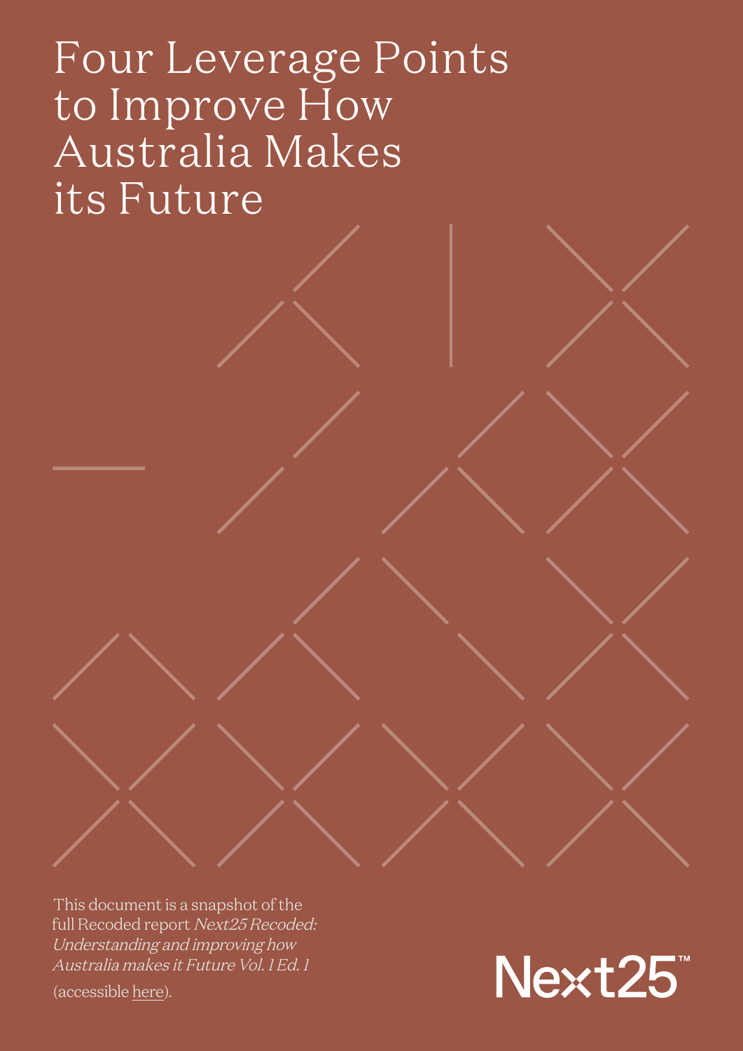# Four Leverage Points to Improve How Australia Makes its Future

This document is a snapshot of the full Recoded report *Next25 Recoded: Understanding and improving how Australia makes it Future Vol. 1 Ed. 1* (accessible here).

Next25™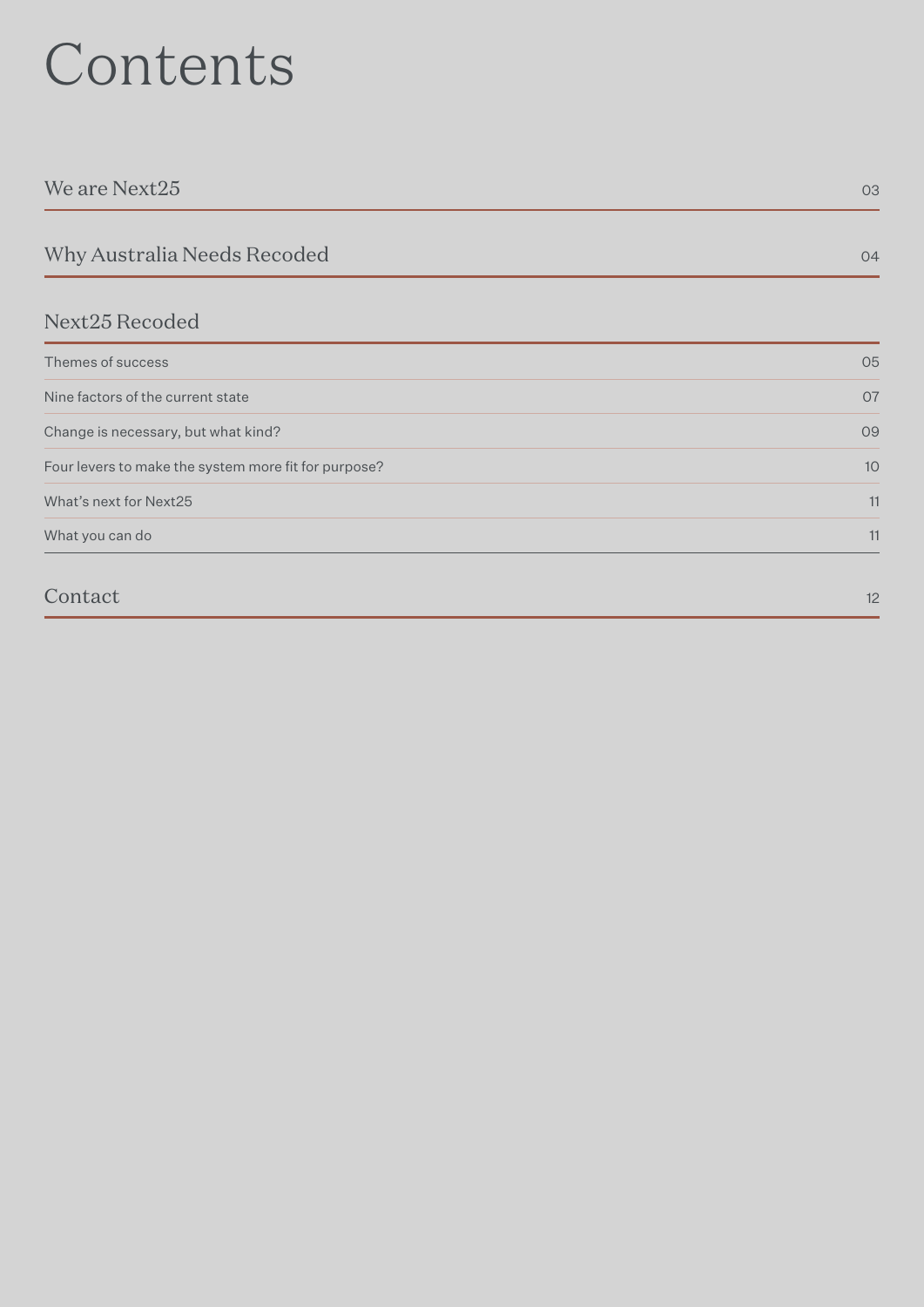# Contents

| | |
|---|---|
| **We are Next25** | 03 |
| **Why Australia Needs Recoded** | 04 |
| **Next25 Recoded** | |
| Themes of success | 05 |
| Nine factors of the current state | 07 |
| Change is necessary, but what kind? | 09 |
| Four levers to make the system more fit for purpose? | 10 |
| What’s next for Next25 | 11 |
| What you can do | 11 |
| **Contact** | 12 |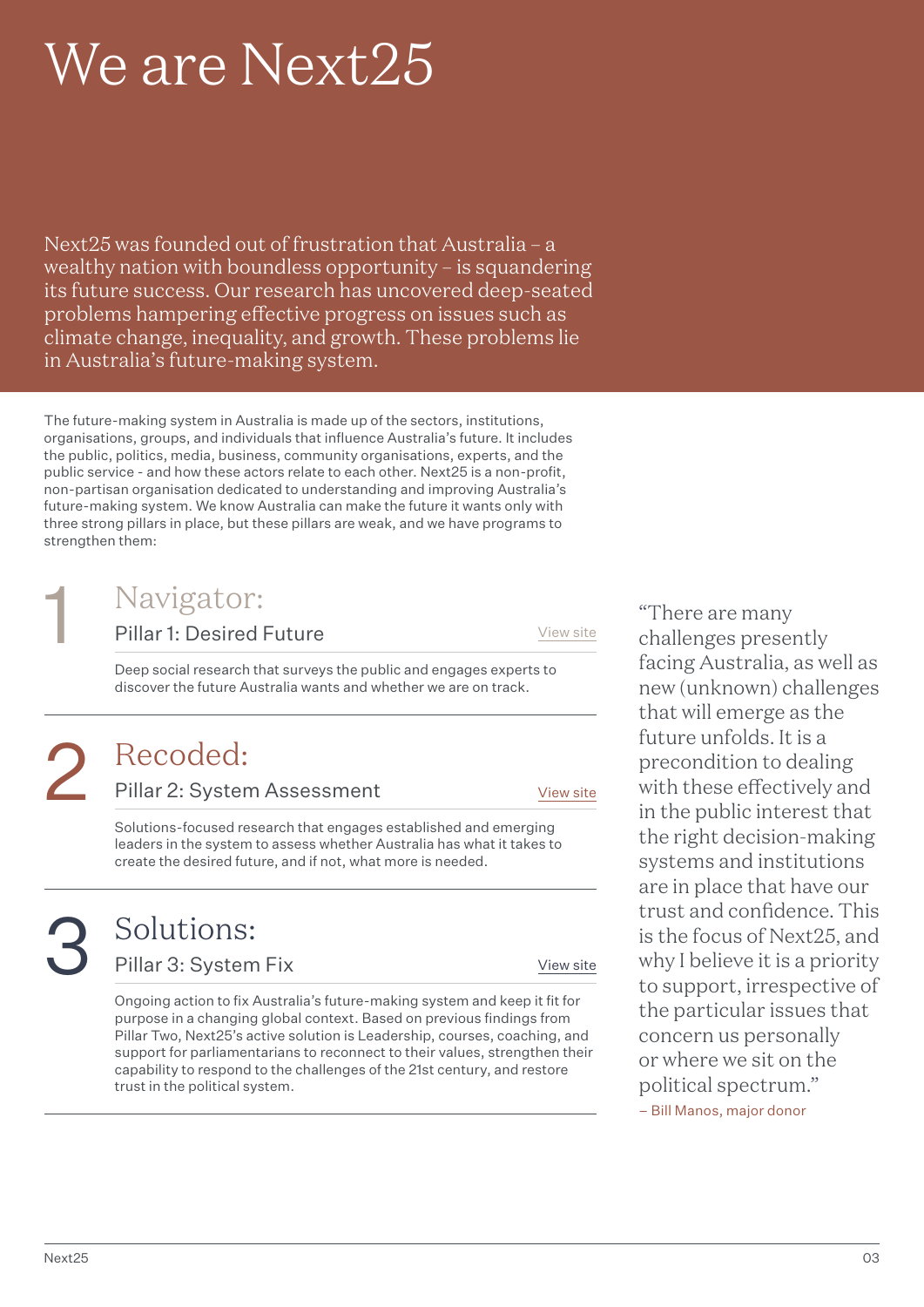# We are Next25

Next25 was founded out of frustration that Australia – a wealthy nation with boundless opportunity – is squandering its future success. Our research has uncovered deep-seated problems hampering effective progress on issues such as climate change, inequality, and growth. These problems lie in Australia's future-making system.

The future-making system in Australia is made up of the sectors, institutions, organisations, groups, and individuals that influence Australia's future. It includes the public, politics, media, business, community organisations, experts, and the public service - and how these actors relate to each other. Next25 is a non-profit, non-partisan organisation dedicated to understanding and improving Australia's future-making system. We know Australia can make the future it wants only with three strong pillars in place, but these pillars are weak, and we have programs to strengthen them:

## 1 Navigator:

### Pillar 1: Desired Future

View site

Deep social research that surveys the public and engages experts to discover the future Australia wants and whether we are on track.

## 2 Recoded:

### Pillar 2: System Assessment

View site

Solutions-focused research that engages established and emerging leaders in the system to assess whether Australia has what it takes to create the desired future, and if not, what more is needed.

## 3 Solutions:

### Pillar 3: System Fix

View site

Ongoing action to fix Australia's future-making system and keep it fit for purpose in a changing global context. Based on previous findings from Pillar Two, Next25's active solution is Leadership, courses, coaching, and support for parliamentarians to reconnect to their values, strengthen their capability to respond to the challenges of the 21st century, and restore trust in the political system.

"There are many challenges presently facing Australia, as well as new (unknown) challenges that will emerge as the future unfolds. It is a precondition to dealing with these effectively and in the public interest that the right decision-making systems and institutions are in place that have our trust and confidence. This is the focus of Next25, and why I believe it is a priority to support, irrespective of the particular issues that concern us personally or where we sit on the political spectrum."

– Bill Manos, major donor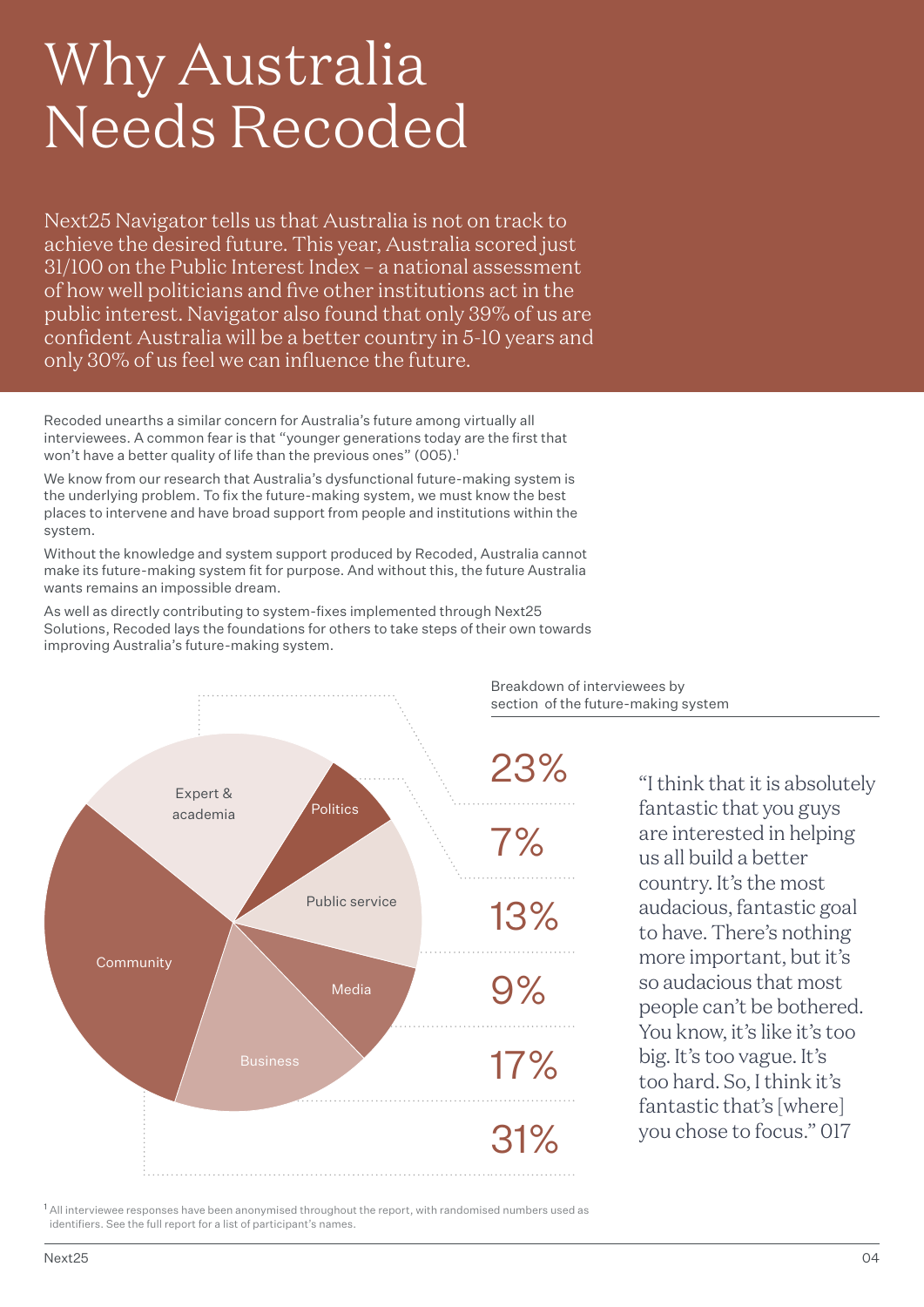# Why Australia Needs Recoded

Next25 Navigator tells us that Australia is not on track to achieve the desired future. This year, Australia scored just 31/100 on the Public Interest Index – a national assessment of how well politicians and five other institutions act in the public interest. Navigator also found that only 39% of us are confident Australia will be a better country in 5-10 years and only 30% of us feel we can influence the future.

Recoded unearths a similar concern for Australia's future among virtually all interviewees. A common fear is that "younger generations today are the first that won't have a better quality of life than the previous ones" (005).[1]

We know from our research that Australia's dysfunctional future-making system is the underlying problem. To fix the future-making system, we must know the best places to intervene and have broad support from people and institutions within the system.

Without the knowledge and system support produced by Recoded, Australia cannot make its future-making system fit for purpose. And without this, the future Australia wants remains an impossible dream.

As well as directly contributing to system-fixes implemented through Next25 Solutions, Recoded lays the foundations for others to take steps of their own towards improving Australia's future-making system.

Breakdown of interviewees by section of the future-making system

| Section | Share |
|---|---|
| Expert & academia | 23% |
| Politics | 7% |
| Public service | 13% |
| Media | 9% |
| Business | 17% |
| Community | 31% |

"I think that it is absolutely fantastic that you guys are interested in helping us all build a better country. It's the most audacious, fantastic goal to have. There's nothing more important, but it's so audacious that most people can't be bothered. You know, it's like it's too big. It's too vague. It's too hard. So, I think it's fantastic that's [where] you chose to focus." 017

[1] All interviewee responses have been anonymised throughout the report, with randomised numbers used as identifiers. See the full report for a list of participant's names.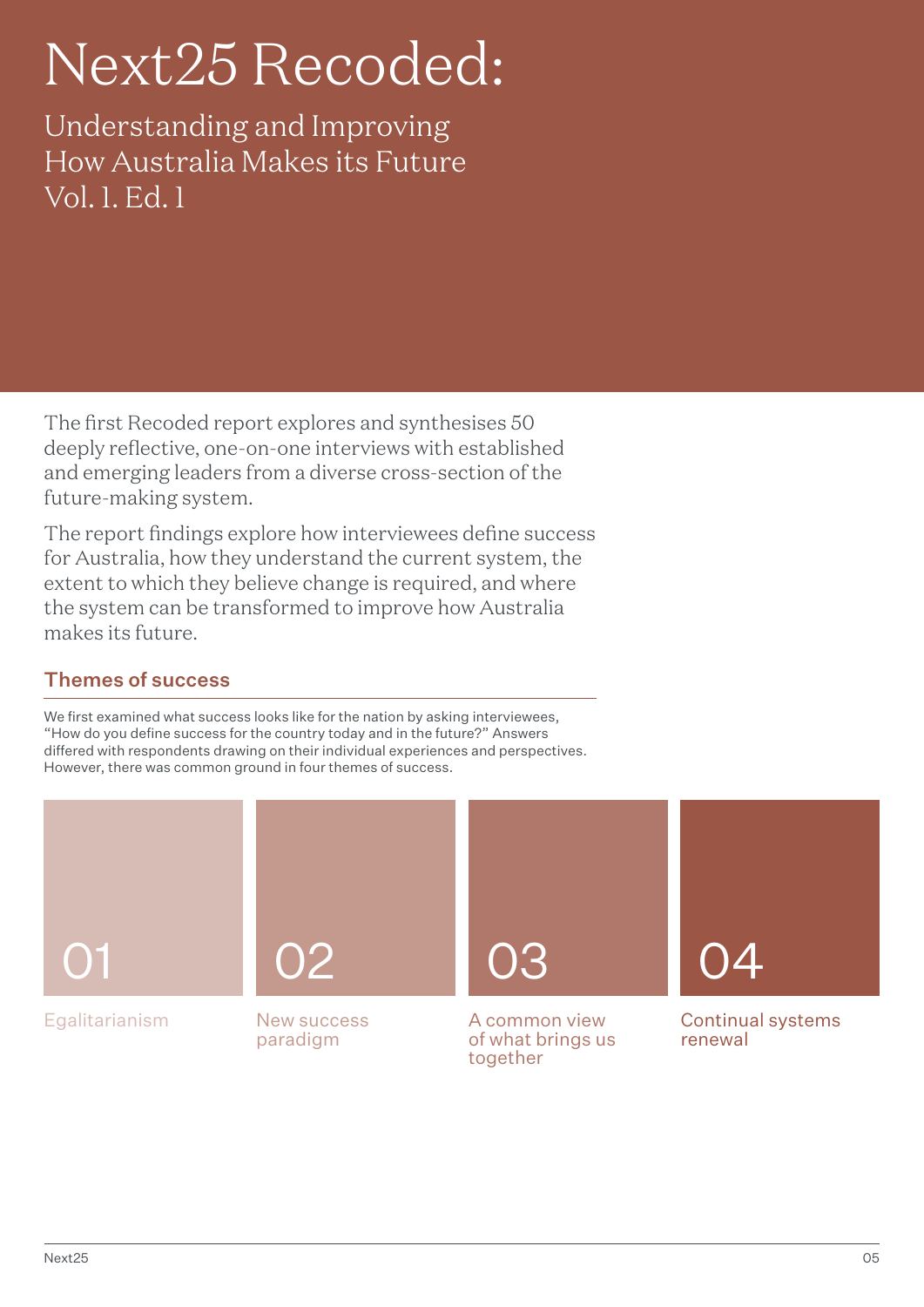# Next25 Recoded:

## Understanding and Improving How Australia Makes its Future Vol. 1. Ed. 1

The first Recoded report explores and synthesises 50 deeply reflective, one-on-one interviews with established and emerging leaders from a diverse cross-section of the future-making system.

The report findings explore how interviewees define success for Australia, how they understand the current system, the extent to which they believe change is required, and where the system can be transformed to improve how Australia makes its future.

### Themes of success

We first examined what success looks like for the nation by asking interviewees, "How do you define success for the country today and in the future?" Answers differed with respondents drawing on their individual experiences and perspectives. However, there was common ground in four themes of success.

01 Egalitarianism

02 New success paradigm

03 A common view of what brings us together

04 Continual systems renewal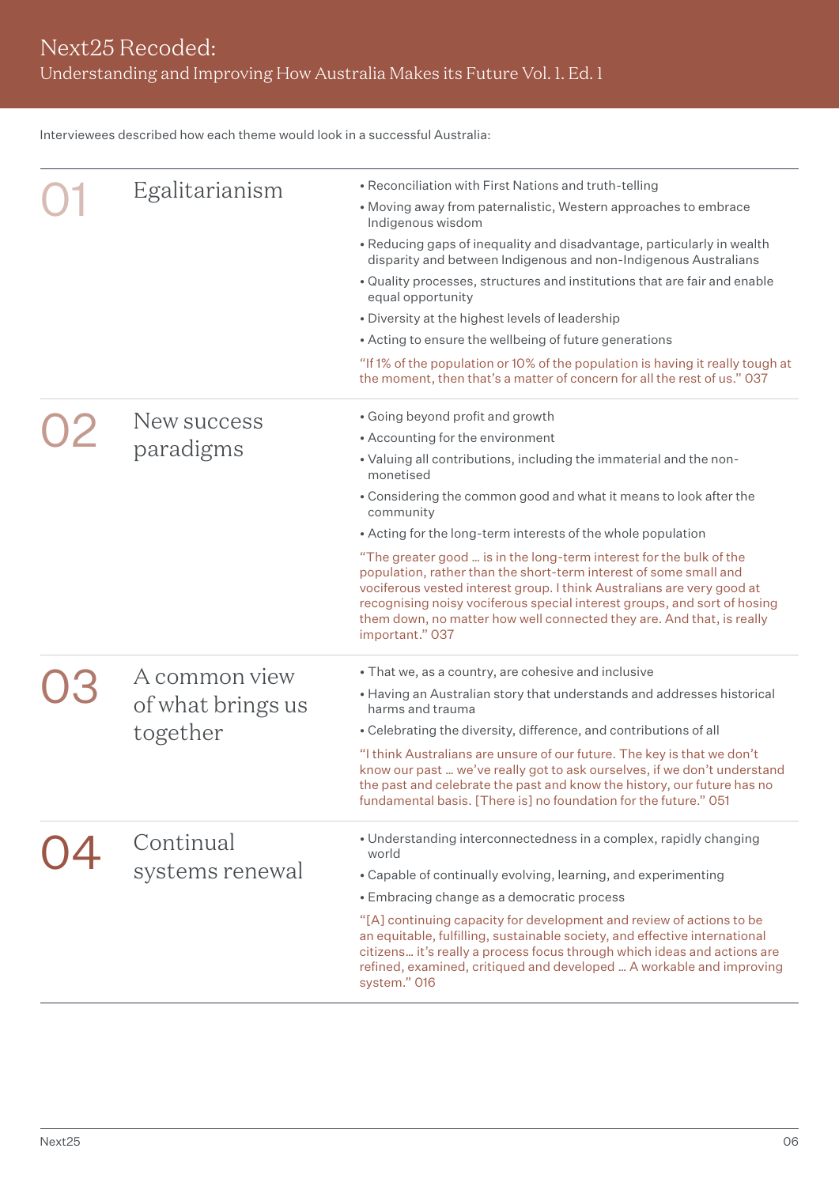Interviewees described how each theme would look in a successful Australia:

## 01 Egalitarianism

- Reconciliation with First Nations and truth-telling
- Moving away from paternalistic, Western approaches to embrace Indigenous wisdom
- Reducing gaps of inequality and disadvantage, particularly in wealth disparity and between Indigenous and non-Indigenous Australians
- Quality processes, structures and institutions that are fair and enable equal opportunity
- Diversity at the highest levels of leadership
- Acting to ensure the wellbeing of future generations

"If 1% of the population or 10% of the population is having it really tough at the moment, then that's a matter of concern for all the rest of us." 037

## 02 New success paradigms

- Going beyond profit and growth
- Accounting for the environment
- Valuing all contributions, including the immaterial and the non-monetised
- Considering the common good and what it means to look after the community
- Acting for the long-term interests of the whole population

"The greater good … is in the long-term interest for the bulk of the population, rather than the short-term interest of some small and vociferous vested interest group. I think Australians are very good at recognising noisy vociferous special interest groups, and sort of hosing them down, no matter how well connected they are. And that, is really important." 037

## 03 A common view of what brings us together

- That we, as a country, are cohesive and inclusive
- Having an Australian story that understands and addresses historical harms and trauma
- Celebrating the diversity, difference, and contributions of all

"I think Australians are unsure of our future. The key is that we don't know our past … we've really got to ask ourselves, if we don't understand the past and celebrate the past and know the history, our future has no fundamental basis. [There is] no foundation for the future." 051

## 04 Continual systems renewal

- Understanding interconnectedness in a complex, rapidly changing world
- Capable of continually evolving, learning, and experimenting
- Embracing change as a democratic process

"[A] continuing capacity for development and review of actions to be an equitable, fulfilling, sustainable society, and effective international citizens… it's really a process focus through which ideas and actions are refined, examined, critiqued and developed … A workable and improving system." 016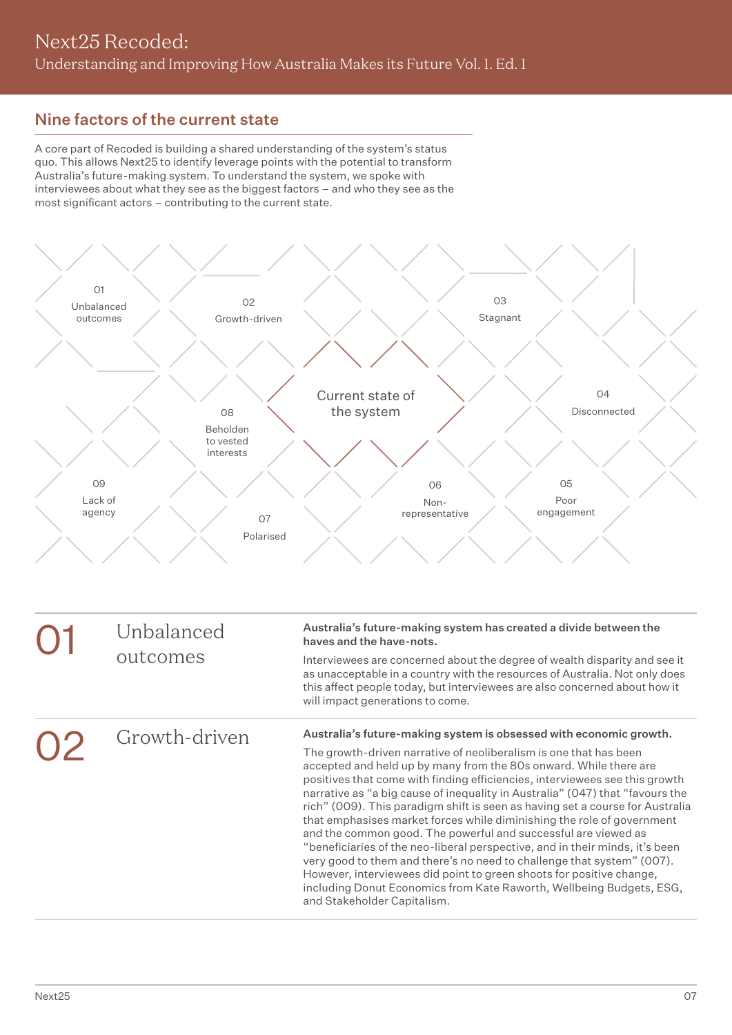## Nine factors of the current state

A core part of Recoded is building a shared understanding of the system's status quo. This allows Next25 to identify leverage points with the potential to transform Australia's future-making system. To understand the system, we spoke with interviewees about what they see as the biggest factors – and who they see as the most significant actors – contributing to the current state.

Current state of the system

01 Unbalanced outcomes

02 Growth-driven

03 Stagnant

04 Disconnected

05 Poor engagement

06 Non-representative

07 Polarised

08 Beholden to vested interests

09 Lack of agency

## 01 Unbalanced outcomes

**Australia's future-making system has created a divide between the haves and the have-nots.**

Interviewees are concerned about the degree of wealth disparity and see it as unacceptable in a country with the resources of Australia. Not only does this affect people today, but interviewees are also concerned about how it will impact generations to come.

## 02 Growth-driven

**Australia's future-making system is obsessed with economic growth.**

The growth-driven narrative of neoliberalism is one that has been accepted and held up by many from the 80s onward. While there are positives that come with finding efficiencies, interviewees see this growth narrative as "a big cause of inequality in Australia" (047) that "favours the rich" (009). This paradigm shift is seen as having set a course for Australia that emphasises market forces while diminishing the role of government and the common good. The powerful and successful are viewed as "beneficiaries of the neo-liberal perspective, and in their minds, it's been very good to them and there's no need to challenge that system" (007). However, interviewees did point to green shoots for positive change, including Donut Economics from Kate Raworth, Wellbeing Budgets, ESG, and Stakeholder Capitalism.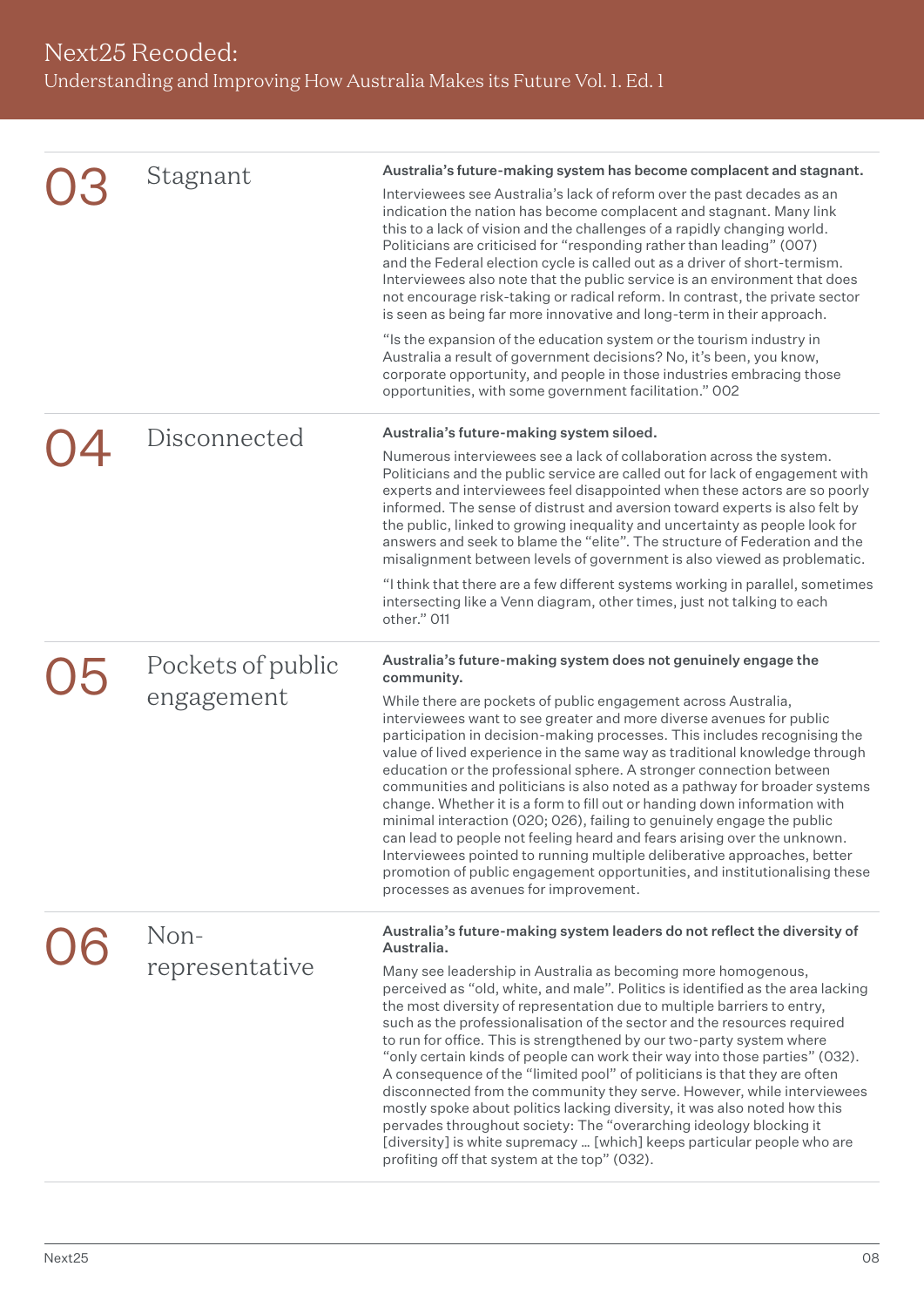## 03 Stagnant

**Australia's future-making system has become complacent and stagnant.**

Interviewees see Australia's lack of reform over the past decades as an indication the nation has become complacent and stagnant. Many link this to a lack of vision and the challenges of a rapidly changing world. Politicians are criticised for "responding rather than leading" (007) and the Federal election cycle is called out as a driver of short-termism. Interviewees also note that the public service is an environment that does not encourage risk-taking or radical reform. In contrast, the private sector is seen as being far more innovative and long-term in their approach.

"Is the expansion of the education system or the tourism industry in Australia a result of government decisions? No, it's been, you know, corporate opportunity, and people in those industries embracing those opportunities, with some government facilitation." 002

## 04 Disconnected

**Australia's future-making system siloed.**

Numerous interviewees see a lack of collaboration across the system. Politicians and the public service are called out for lack of engagement with experts and interviewees feel disappointed when these actors are so poorly informed. The sense of distrust and aversion toward experts is also felt by the public, linked to growing inequality and uncertainty as people look for answers and seek to blame the "elite". The structure of Federation and the misalignment between levels of government is also viewed as problematic.

"I think that there are a few different systems working in parallel, sometimes intersecting like a Venn diagram, other times, just not talking to each other." 011

## 05 Pockets of public engagement

**Australia's future-making system does not genuinely engage the community.**

While there are pockets of public engagement across Australia, interviewees want to see greater and more diverse avenues for public participation in decision-making processes. This includes recognising the value of lived experience in the same way as traditional knowledge through education or the professional sphere. A stronger connection between communities and politicians is also noted as a pathway for broader systems change. Whether it is a form to fill out or handing down information with minimal interaction (020; 026), failing to genuinely engage the public can lead to people not feeling heard and fears arising over the unknown. Interviewees pointed to running multiple deliberative approaches, better promotion of public engagement opportunities, and institutionalising these processes as avenues for improvement.

## 06 Non-representative

**Australia's future-making system leaders do not reflect the diversity of Australia.**

Many see leadership in Australia as becoming more homogenous, perceived as "old, white, and male". Politics is identified as the area lacking the most diversity of representation due to multiple barriers to entry, such as the professionalisation of the sector and the resources required to run for office. This is strengthened by our two-party system where "only certain kinds of people can work their way into those parties" (032). A consequence of the "limited pool" of politicians is that they are often disconnected from the community they serve. However, while interviewees mostly spoke about politics lacking diversity, it was also noted how this pervades throughout society: The "overarching ideology blocking it [diversity] is white supremacy … [which] keeps particular people who are profiting off that system at the top" (032).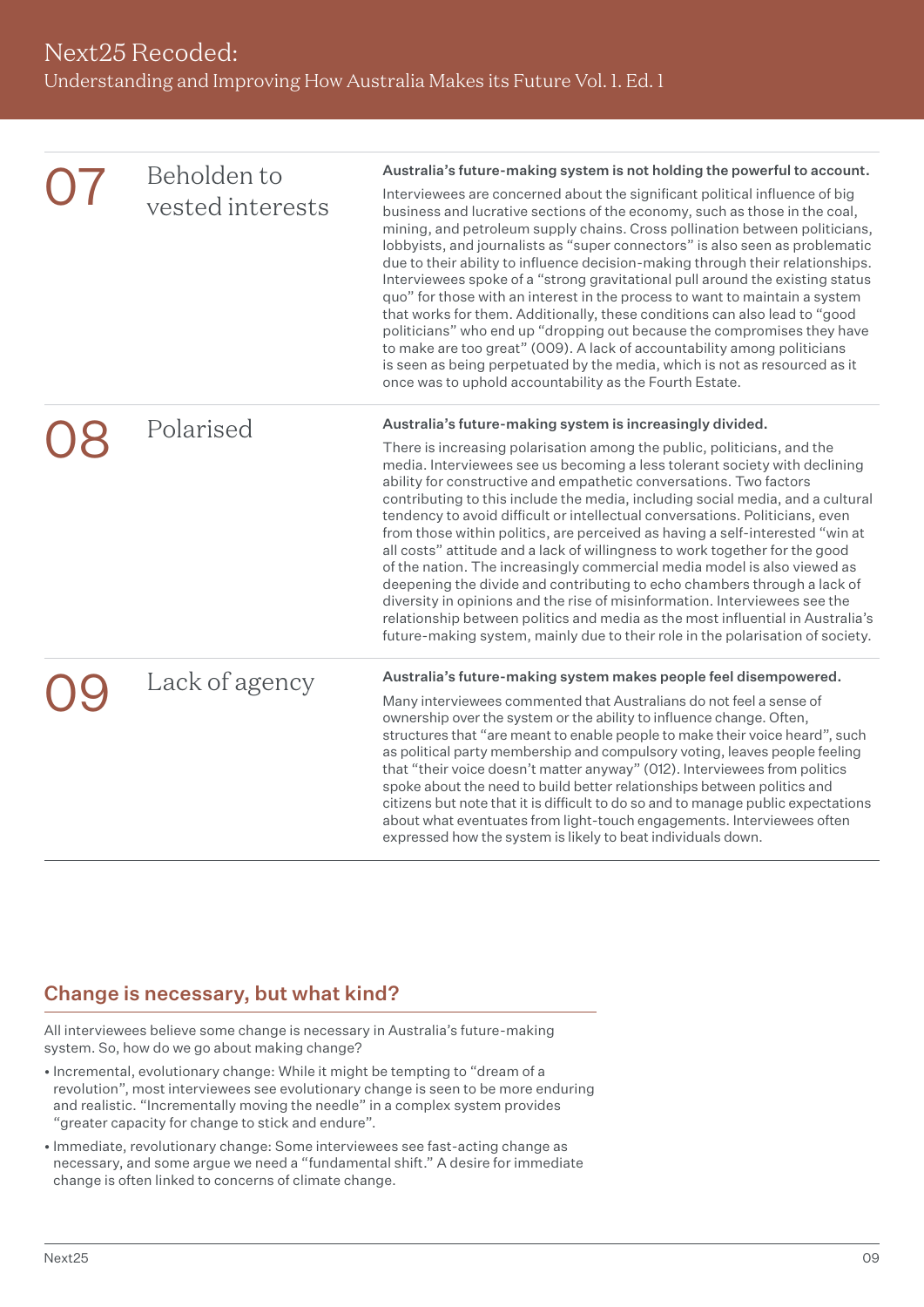## 07 Beholden to vested interests

**Australia's future-making system is not holding the powerful to account.**

Interviewees are concerned about the significant political influence of big business and lucrative sections of the economy, such as those in the coal, mining, and petroleum supply chains. Cross pollination between politicians, lobbyists, and journalists as "super connectors" is also seen as problematic due to their ability to influence decision-making through their relationships. Interviewees spoke of a "strong gravitational pull around the existing status quo" for those with an interest in the process to want to maintain a system that works for them. Additionally, these conditions can also lead to "good politicians" who end up "dropping out because the compromises they have to make are too great" (009). A lack of accountability among politicians is seen as being perpetuated by the media, which is not as resourced as it once was to uphold accountability as the Fourth Estate.

## 08 Polarised

**Australia's future-making system is increasingly divided.**

There is increasing polarisation among the public, politicians, and the media. Interviewees see us becoming a less tolerant society with declining ability for constructive and empathetic conversations. Two factors contributing to this include the media, including social media, and a cultural tendency to avoid difficult or intellectual conversations. Politicians, even from those within politics, are perceived as having a self-interested "win at all costs" attitude and a lack of willingness to work together for the good of the nation. The increasingly commercial media model is also viewed as deepening the divide and contributing to echo chambers through a lack of diversity in opinions and the rise of misinformation. Interviewees see the relationship between politics and media as the most influential in Australia's future-making system, mainly due to their role in the polarisation of society.

## 09 Lack of agency

**Australia's future-making system makes people feel disempowered.**

Many interviewees commented that Australians do not feel a sense of ownership over the system or the ability to influence change. Often, structures that "are meant to enable people to make their voice heard", such as political party membership and compulsory voting, leaves people feeling that "their voice doesn't matter anyway" (012). Interviewees from politics spoke about the need to build better relationships between politics and citizens but note that it is difficult to do so and to manage public expectations about what eventuates from light-touch engagements. Interviewees often expressed how the system is likely to beat individuals down.

## Change is necessary, but what kind?

All interviewees believe some change is necessary in Australia's future-making system. So, how do we go about making change?

- Incremental, evolutionary change: While it might be tempting to "dream of a revolution", most interviewees see evolutionary change is seen to be more enduring and realistic. "Incrementally moving the needle" in a complex system provides "greater capacity for change to stick and endure".
- Immediate, revolutionary change: Some interviewees see fast-acting change as necessary, and some argue we need a "fundamental shift." A desire for immediate change is often linked to concerns of climate change.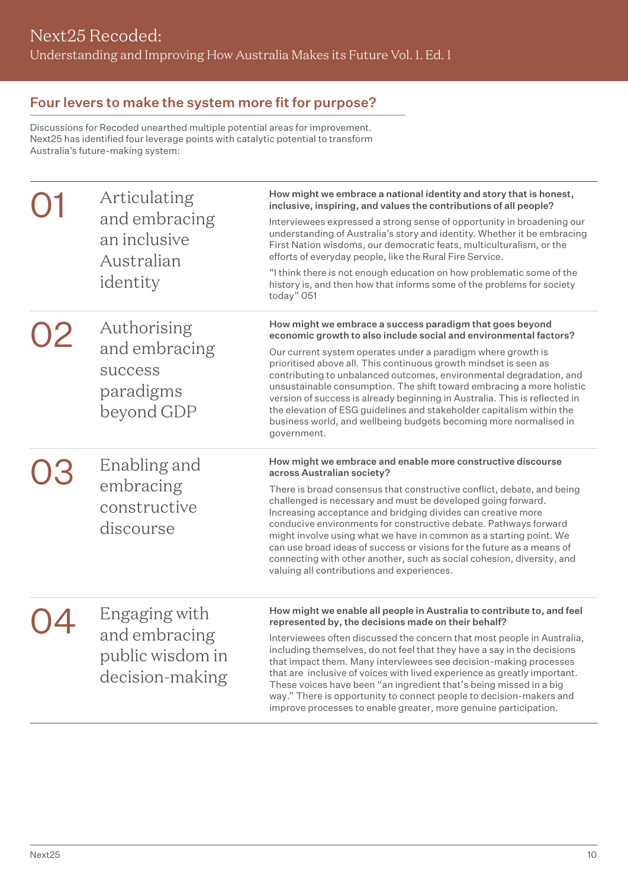## Four levers to make the system more fit for purpose?

Discussions for Recoded unearthed multiple potential areas for improvement. Next25 has identified four leverage points with catalytic potential to transform Australia's future-making system:

### 01 Articulating and embracing an inclusive Australian identity

**How might we embrace a national identity and story that is honest, inclusive, inspiring, and values the contributions of all people?**

Interviewees expressed a strong sense of opportunity in broadening our understanding of Australia's story and identity. Whether it be embracing First Nation wisdoms, our democratic feats, multiculturalism, or the efforts of everyday people, like the Rural Fire Service.

"I think there is not enough education on how problematic some of the history is, and then how that informs some of the problems for society today" 051

### 02 Authorising and embracing success paradigms beyond GDP

**How might we embrace a success paradigm that goes beyond economic growth to also include social and environmental factors?**

Our current system operates under a paradigm where growth is prioritised above all. This continuous growth mindset is seen as contributing to unbalanced outcomes, environmental degradation, and unsustainable consumption. The shift toward embracing a more holistic version of success is already beginning in Australia. This is reflected in the elevation of ESG guidelines and stakeholder capitalism within the business world, and wellbeing budgets becoming more normalised in government.

### 03 Enabling and embracing constructive discourse

**How might we embrace and enable more constructive discourse across Australian society?**

There is broad consensus that constructive conflict, debate, and being challenged is necessary and must be developed going forward. Increasing acceptance and bridging divides can creative more conducive environments for constructive debate. Pathways forward might involve using what we have in common as a starting point. We can use broad ideas of success or visions for the future as a means of connecting with other another, such as social cohesion, diversity, and valuing all contributions and experiences.

### 04 Engaging with and embracing public wisdom in decision-making

**How might we enable all people in Australia to contribute to, and feel represented by, the decisions made on their behalf?**

Interviewees often discussed the concern that most people in Australia, including themselves, do not feel that they have a say in the decisions that impact them. Many interviewees see decision-making processes that are inclusive of voices with lived experience as greatly important. These voices have been "an ingredient that's being missed in a big way." There is opportunity to connect people to decision-makers and improve processes to enable greater, more genuine participation.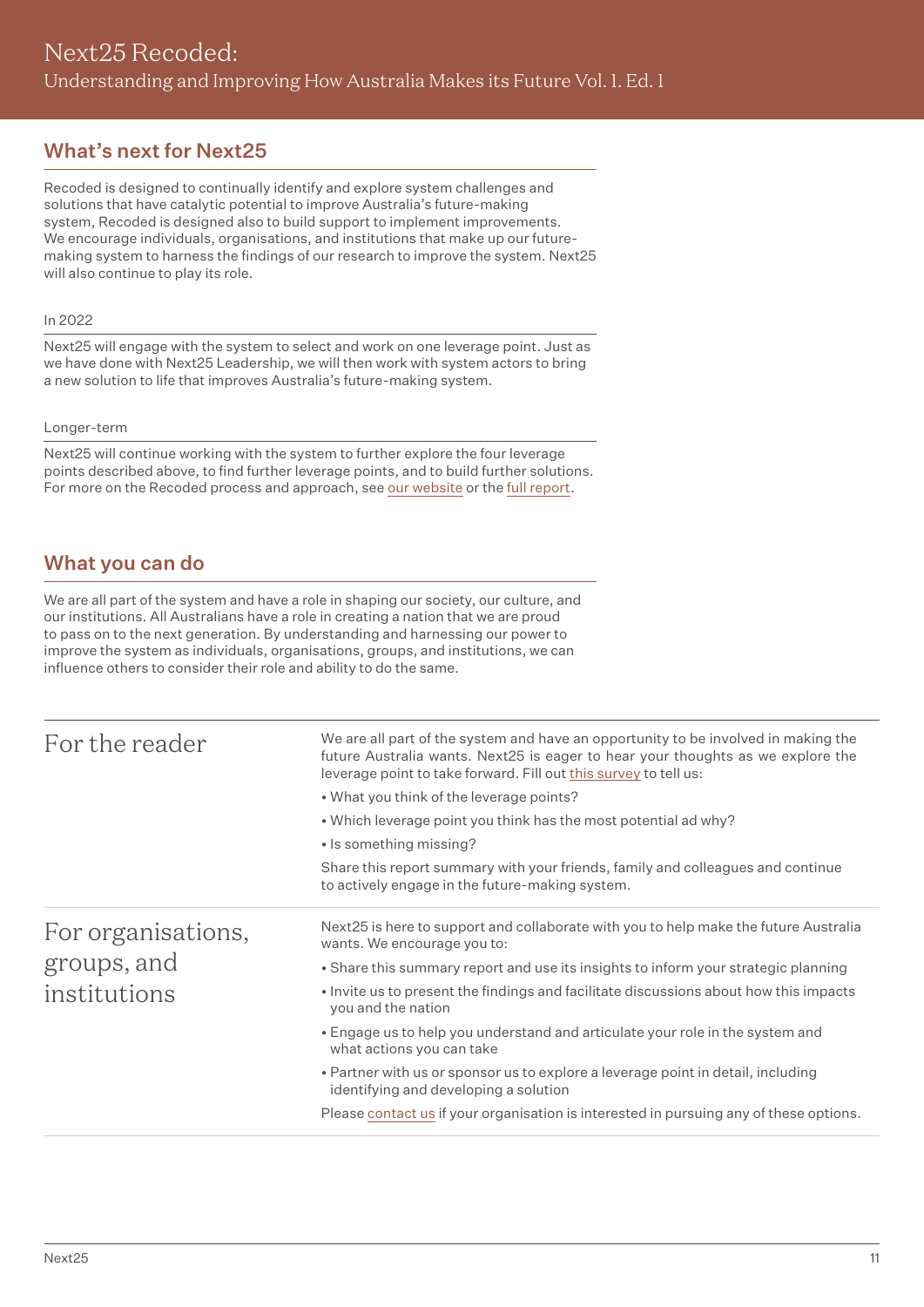## What's next for Next25

Recoded is designed to continually identify and explore system challenges and solutions that have catalytic potential to improve Australia's future-making system, Recoded is designed also to build support to implement improvements. We encourage individuals, organisations, and institutions that make up our future-making system to harness the findings of our research to improve the system. Next25 will also continue to play its role.

In 2022

Next25 will engage with the system to select and work on one leverage point. Just as we have done with Next25 Leadership, we will then work with system actors to bring a new solution to life that improves Australia's future-making system.

Longer-term

Next25 will continue working with the system to further explore the four leverage points described above, to find further leverage points, and to build further solutions. For more on the Recoded process and approach, see our website or the full report.

## What you can do

We are all part of the system and have a role in shaping our society, our culture, and our institutions. All Australians have a role in creating a nation that we are proud to pass on to the next generation. By understanding and harnessing our power to improve the system as individuals, organisations, groups, and institutions, we can influence others to consider their role and ability to do the same.

### For the reader

We are all part of the system and have an opportunity to be involved in making the future Australia wants. Next25 is eager to hear your thoughts as we explore the leverage point to take forward. Fill out this survey to tell us:

- What you think of the leverage points?
- Which leverage point you think has the most potential ad why?
- Is something missing?

Share this report summary with your friends, family and colleagues and continue to actively engage in the future-making system.

### For organisations, groups, and institutions

Next25 is here to support and collaborate with you to help make the future Australia wants. We encourage you to:

- Share this summary report and use its insights to inform your strategic planning
- Invite us to present the findings and facilitate discussions about how this impacts you and the nation
- Engage us to help you understand and articulate your role in the system and what actions you can take
- Partner with us or sponsor us to explore a leverage point in detail, including identifying and developing a solution

Please contact us if your organisation is interested in pursuing any of these options.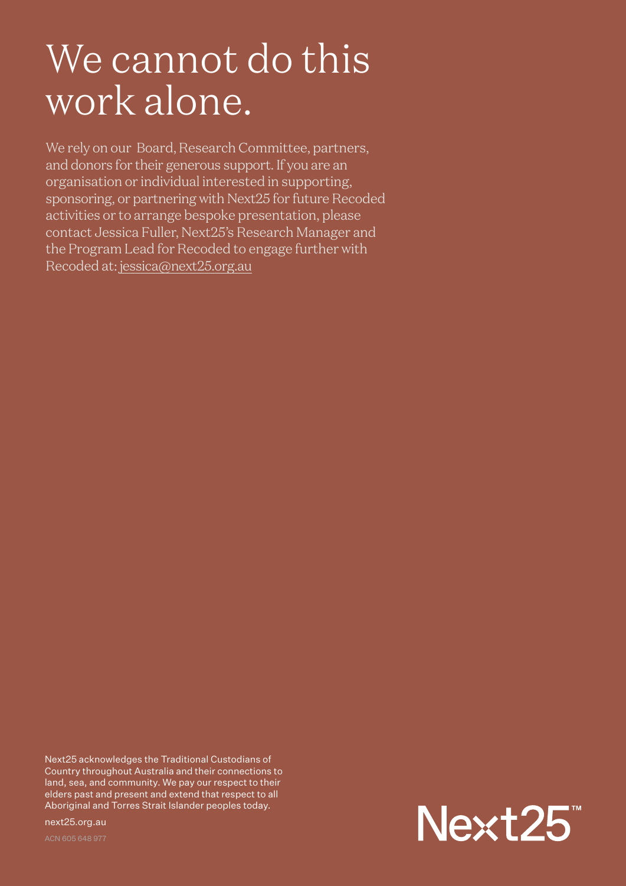# We cannot do this work alone.

We rely on our Board, Research Committee, partners, and donors for their generous support. If you are an organisation or individual interested in supporting, sponsoring, or partnering with Next25 for future Recoded activities or to arrange bespoke presentation, please contact Jessica Fuller, Next25's Research Manager and the Program Lead for Recoded to engage further with Recoded at: jessica@next25.org.au

Next25 acknowledges the Traditional Custodians of Country throughout Australia and their connections to land, sea, and community. We pay our respect to their elders past and present and extend that respect to all Aboriginal and Torres Strait Islander peoples today.

next25.org.au

ACN 605 648 977

Next25™